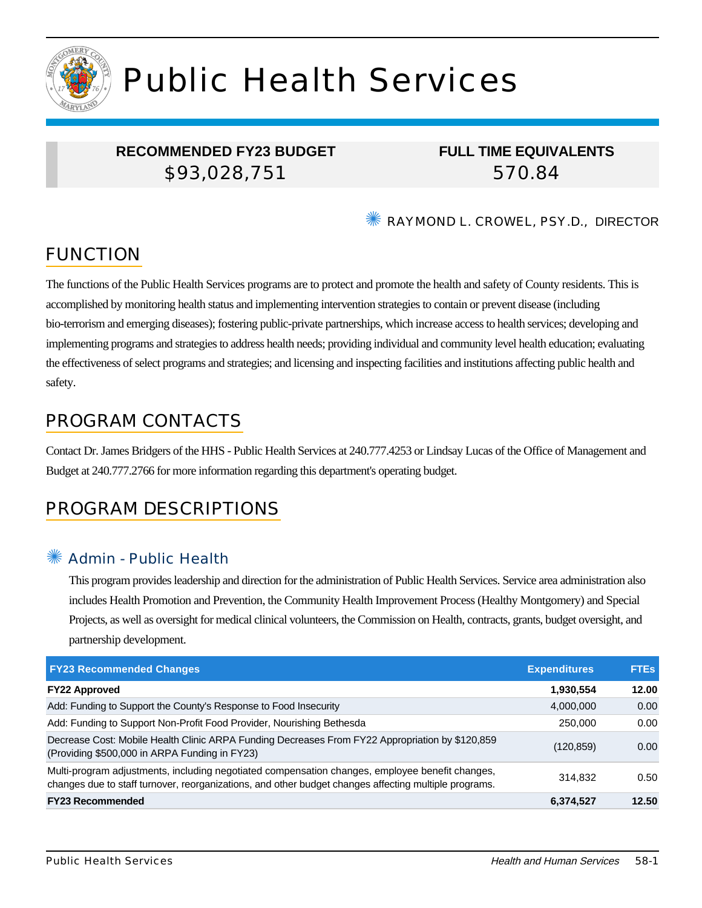# Public Health Services

| RECOMMENDED FY23 BUDGET | FULL TIME EQUIVALENTS |
| --- | --- |
| $93,028,751 | 570.84 |

RAYMOND L. CROWEL, PSY.D., DIRECTOR

## FUNCTION

The functions of the Public Health Services programs are to protect and promote the health and safety of County residents. This is accomplished by monitoring health status and implementing intervention strategies to contain or prevent disease (including bio-terrorism and emerging diseases); fostering public-private partnerships, which increase access to health services; developing and implementing programs and strategies to address health needs; providing individual and community level health education; evaluating the effectiveness of select programs and strategies; and licensing and inspecting facilities and institutions affecting public health and safety.

## PROGRAM CONTACTS

Contact Dr. James Bridgers of the HHS - Public Health Services at 240.777.4253 or Lindsay Lucas of the Office of Management and Budget at 240.777.2766 for more information regarding this department's operating budget.

## PROGRAM DESCRIPTIONS

### Admin - Public Health

This program provides leadership and direction for the administration of Public Health Services. Service area administration also includes Health Promotion and Prevention, the Community Health Improvement Process (Healthy Montgomery) and Special Projects, as well as oversight for medical clinical volunteers, the Commission on Health, contracts, grants, budget oversight, and partnership development.

| FY23 Recommended Changes | Expenditures | FTEs |
| --- | --- | --- |
| **FY22 Approved** | **1,930,554** | **12.00** |
| Add: Funding to Support the County's Response to Food Insecurity | 4,000,000 | 0.00 |
| Add: Funding to Support Non-Profit Food Provider, Nourishing Bethesda | 250,000 | 0.00 |
| Decrease Cost: Mobile Health Clinic ARPA Funding Decreases From FY22 Appropriation by $120,859 (Providing $500,000 in ARPA Funding in FY23) | (120,859) | 0.00 |
| Multi-program adjustments, including negotiated compensation changes, employee benefit changes, changes due to staff turnover, reorganizations, and other budget changes affecting multiple programs. | 314,832 | 0.50 |
| **FY23 Recommended** | **6,374,527** | **12.50** |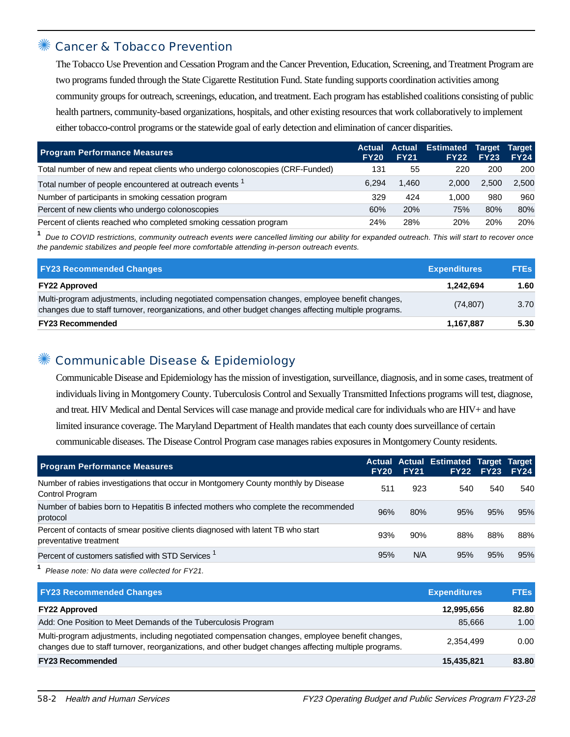## ✳ Cancer & Tobacco Prevention

The Tobacco Use Prevention and Cessation Program and the Cancer Prevention, Education, Screening, and Treatment Program are two programs funded through the State Cigarette Restitution Fund. State funding supports coordination activities among community groups for outreach, screenings, education, and treatment. Each program has established coalitions consisting of public health partners, community-based organizations, hospitals, and other existing resources that work collaboratively to implement either tobacco-control programs or the statewide goal of early detection and elimination of cancer disparities.

| Program Performance Measures | Actual FY20 | Actual FY21 | Estimated FY22 | Target FY23 | Target FY24 |
|---|---|---|---|---|---|
| Total number of new and repeat clients who undergo colonoscopies (CRF-Funded) | 131 | 55 | 220 | 200 | 200 |
| Total number of people encountered at outreach events [1] | 6,294 | 1,460 | 2,000 | 2,500 | 2,500 |
| Number of participants in smoking cessation program | 329 | 424 | 1,000 | 980 | 960 |
| Percent of new clients who undergo colonoscopies | 60% | 20% | 75% | 80% | 80% |
| Percent of clients reached who completed smoking cessation program | 24% | 28% | 20% | 20% | 20% |

[1] *Due to COVID restrictions, community outreach events were cancelled limiting our ability for expanded outreach. This will start to recover once the pandemic stabilizes and people feel more comfortable attending in-person outreach events.*

| FY23 Recommended Changes | Expenditures | FTEs |
|---|---|---|
| **FY22 Approved** | **1,242,694** | **1.60** |
| Multi-program adjustments, including negotiated compensation changes, employee benefit changes, changes due to staff turnover, reorganizations, and other budget changes affecting multiple programs. | (74,807) | 3.70 |
| **FY23 Recommended** | **1,167,887** | **5.30** |

## ✳ Communicable Disease & Epidemiology

Communicable Disease and Epidemiology has the mission of investigation, surveillance, diagnosis, and in some cases, treatment of individuals living in Montgomery County. Tuberculosis Control and Sexually Transmitted Infections programs will test, diagnose, and treat. HIV Medical and Dental Services will case manage and provide medical care for individuals who are HIV+ and have limited insurance coverage. The Maryland Department of Health mandates that each county does surveillance of certain communicable diseases. The Disease Control Program case manages rabies exposures in Montgomery County residents.

| Program Performance Measures | Actual FY20 | Actual FY21 | Estimated FY22 | Target FY23 | Target FY24 |
|---|---|---|---|---|---|
| Number of rabies investigations that occur in Montgomery County monthly by Disease Control Program | 511 | 923 | 540 | 540 | 540 |
| Number of babies born to Hepatitis B infected mothers who complete the recommended protocol | 96% | 80% | 95% | 95% | 95% |
| Percent of contacts of smear positive clients diagnosed with latent TB who start preventative treatment | 93% | 90% | 88% | 88% | 88% |
| Percent of customers satisfied with STD Services [1] | 95% | N/A | 95% | 95% | 95% |

[1] *Please note: No data were collected for FY21.*

| FY23 Recommended Changes | Expenditures | FTEs |
|---|---|---|
| **FY22 Approved** | **12,995,656** | **82.80** |
| Add: One Position to Meet Demands of the Tuberculosis Program | 85,666 | 1.00 |
| Multi-program adjustments, including negotiated compensation changes, employee benefit changes, changes due to staff turnover, reorganizations, and other budget changes affecting multiple programs. | 2,354,499 | 0.00 |
| **FY23 Recommended** | **15,435,821** | **83.80** |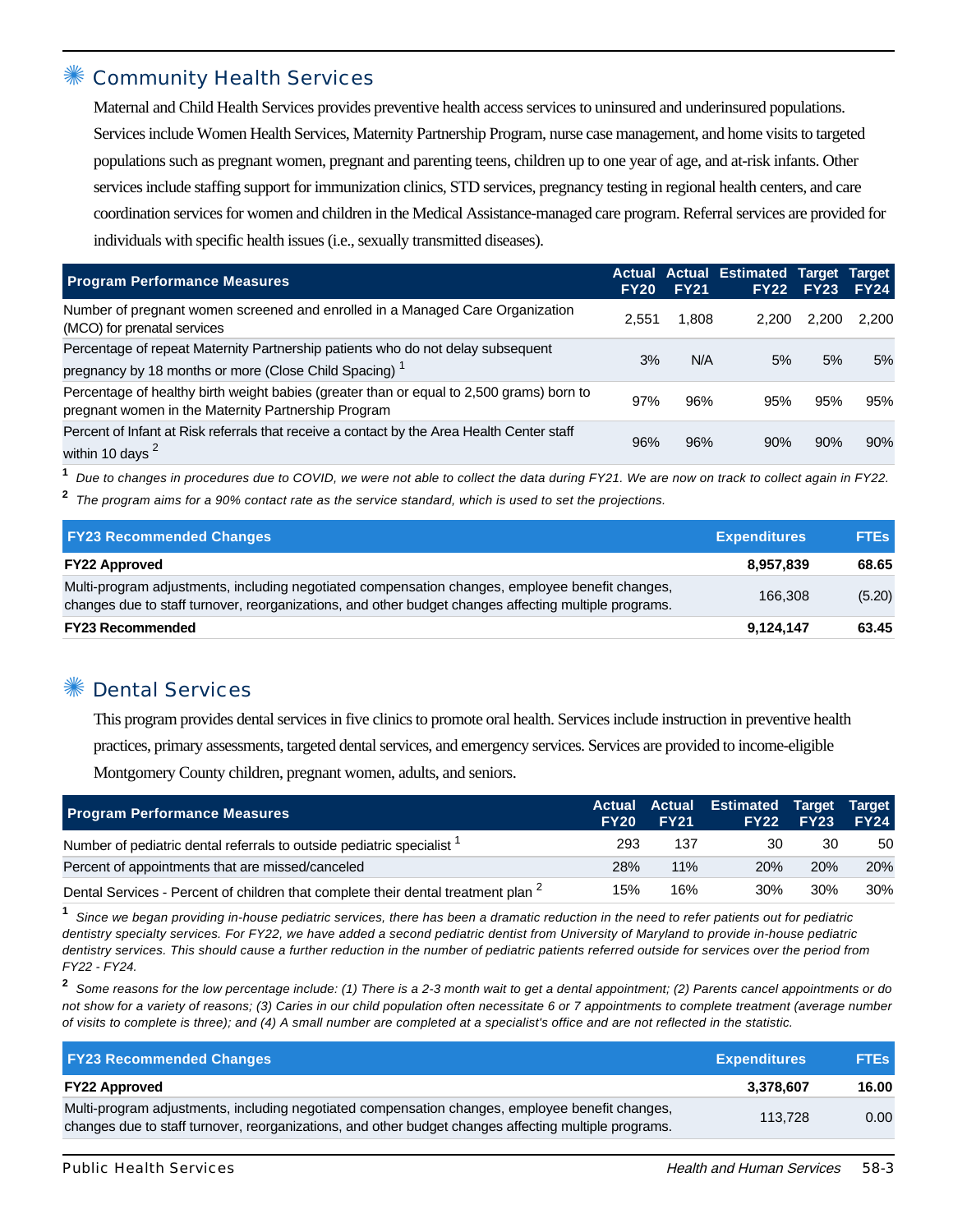## Community Health Services

Maternal and Child Health Services provides preventive health access services to uninsured and underinsured populations. Services include Women Health Services, Maternity Partnership Program, nurse case management, and home visits to targeted populations such as pregnant women, pregnant and parenting teens, children up to one year of age, and at-risk infants. Other services include staffing support for immunization clinics, STD services, pregnancy testing in regional health centers, and care coordination services for women and children in the Medical Assistance-managed care program. Referral services are provided for individuals with specific health issues (i.e., sexually transmitted diseases).

| Program Performance Measures | Actual FY20 | Actual FY21 | Estimated FY22 | Target FY23 | Target FY24 |
|---|---|---|---|---|---|
| Number of pregnant women screened and enrolled in a Managed Care Organization (MCO) for prenatal services | 2,551 | 1,808 | 2,200 | 2,200 | 2,200 |
| Percentage of repeat Maternity Partnership patients who do not delay subsequent pregnancy by 18 months or more (Close Child Spacing) [1] | 3% | N/A | 5% | 5% | 5% |
| Percentage of healthy birth weight babies (greater than or equal to 2,500 grams) born to pregnant women in the Maternity Partnership Program | 97% | 96% | 95% | 95% | 95% |
| Percent of Infant at Risk referrals that receive a contact by the Area Health Center staff within 10 days [2] | 96% | 96% | 90% | 90% | 90% |

[1] *Due to changes in procedures due to COVID, we were not able to collect the data during FY21. We are now on track to collect again in FY22.*

[2] *The program aims for a 90% contact rate as the service standard, which is used to set the projections.*

| FY23 Recommended Changes | Expenditures | FTEs |
|---|---|---|
| **FY22 Approved** | **8,957,839** | **68.65** |
| Multi-program adjustments, including negotiated compensation changes, employee benefit changes, changes due to staff turnover, reorganizations, and other budget changes affecting multiple programs. | 166,308 | (5.20) |
| **FY23 Recommended** | **9,124,147** | **63.45** |

## Dental Services

This program provides dental services in five clinics to promote oral health. Services include instruction in preventive health practices, primary assessments, targeted dental services, and emergency services. Services are provided to income-eligible Montgomery County children, pregnant women, adults, and seniors.

| Program Performance Measures | Actual FY20 | Actual FY21 | Estimated FY22 | Target FY23 | Target FY24 |
|---|---|---|---|---|---|
| Number of pediatric dental referrals to outside pediatric specialist [1] | 293 | 137 | 30 | 30 | 50 |
| Percent of appointments that are missed/canceled | 28% | 11% | 20% | 20% | 20% |
| Dental Services - Percent of children that complete their dental treatment plan [2] | 15% | 16% | 30% | 30% | 30% |

[1] *Since we began providing in-house pediatric services, there has been a dramatic reduction in the need to refer patients out for pediatric dentistry specialty services. For FY22, we have added a second pediatric dentist from University of Maryland to provide in-house pediatric dentistry services. This should cause a further reduction in the number of pediatric patients referred outside for services over the period from FY22 - FY24.*

[2] *Some reasons for the low percentage include: (1) There is a 2-3 month wait to get a dental appointment; (2) Parents cancel appointments or do not show for a variety of reasons; (3) Caries in our child population often necessitate 6 or 7 appointments to complete treatment (average number of visits to complete is three); and (4) A small number are completed at a specialist's office and are not reflected in the statistic.*

| FY23 Recommended Changes | Expenditures | FTEs |
|---|---|---|
| **FY22 Approved** | **3,378,607** | **16.00** |
| Multi-program adjustments, including negotiated compensation changes, employee benefit changes, changes due to staff turnover, reorganizations, and other budget changes affecting multiple programs. | 113,728 | 0.00 |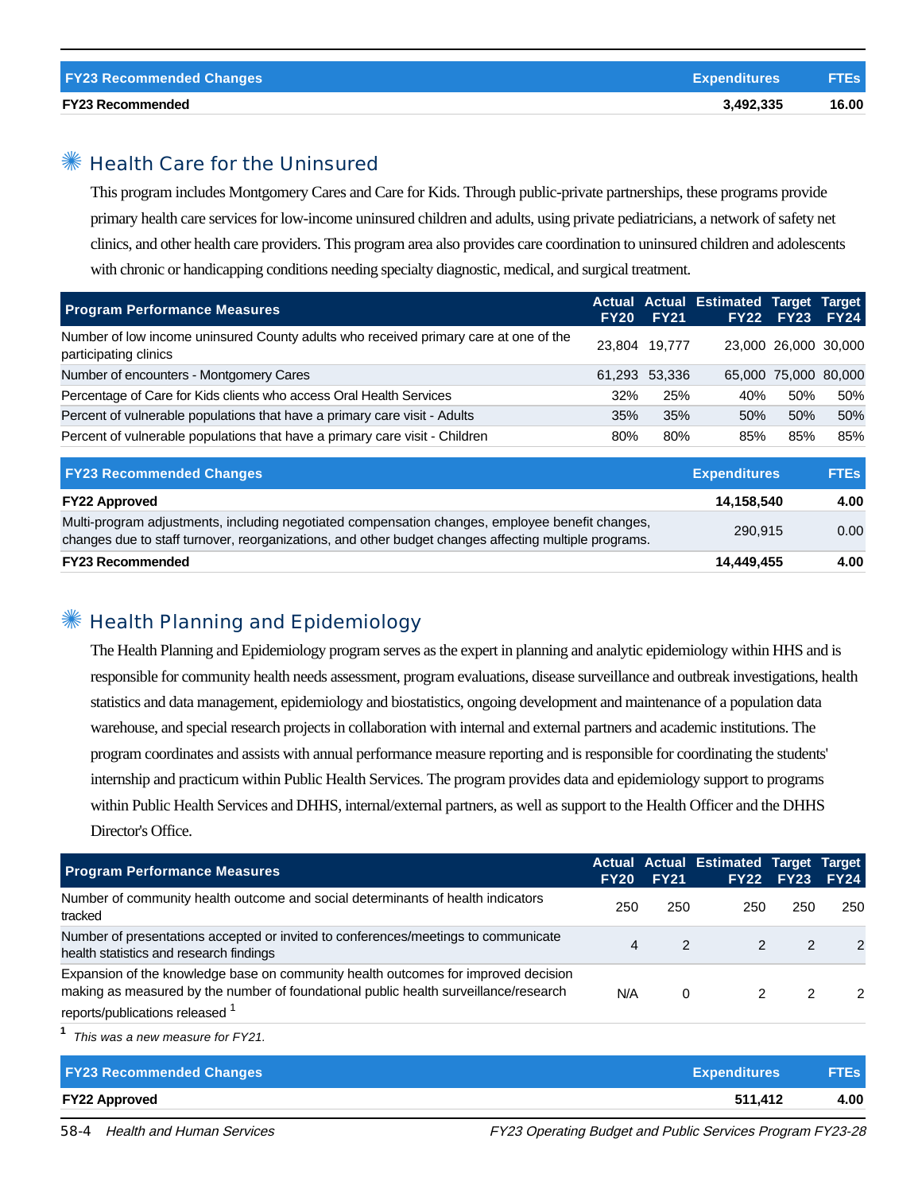| FY23 Recommended Changes | Expenditures | FTEs |
| --- | --- | --- |
| **FY23 Recommended** | **3,492,335** | **16.00** |

## Health Care for the Uninsured

This program includes Montgomery Cares and Care for Kids. Through public-private partnerships, these programs provide primary health care services for low-income uninsured children and adults, using private pediatricians, a network of safety net clinics, and other health care providers. This program area also provides care coordination to uninsured children and adolescents with chronic or handicapping conditions needing specialty diagnostic, medical, and surgical treatment.

| Program Performance Measures | Actual FY20 | Actual FY21 | Estimated FY22 | Target FY23 | Target FY24 |
| --- | --- | --- | --- | --- | --- |
| Number of low income uninsured County adults who received primary care at one of the participating clinics | 23,804 | 19,777 | 23,000 | 26,000 | 30,000 |
| Number of encounters - Montgomery Cares | 61,293 | 53,336 | 65,000 | 75,000 | 80,000 |
| Percentage of Care for Kids clients who access Oral Health Services | 32% | 25% | 40% | 50% | 50% |
| Percent of vulnerable populations that have a primary care visit - Adults | 35% | 35% | 50% | 50% | 50% |
| Percent of vulnerable populations that have a primary care visit - Children | 80% | 80% | 85% | 85% | 85% |

| FY23 Recommended Changes | Expenditures | FTEs |
| --- | --- | --- |
| **FY22 Approved** | **14,158,540** | **4.00** |
| Multi-program adjustments, including negotiated compensation changes, employee benefit changes, changes due to staff turnover, reorganizations, and other budget changes affecting multiple programs. | 290,915 | 0.00 |
| **FY23 Recommended** | **14,449,455** | **4.00** |

## Health Planning and Epidemiology

The Health Planning and Epidemiology program serves as the expert in planning and analytic epidemiology within HHS and is responsible for community health needs assessment, program evaluations, disease surveillance and outbreak investigations, health statistics and data management, epidemiology and biostatistics, ongoing development and maintenance of a population data warehouse, and special research projects in collaboration with internal and external partners and academic institutions. The program coordinates and assists with annual performance measure reporting and is responsible for coordinating the students' internship and practicum within Public Health Services. The program provides data and epidemiology support to programs within Public Health Services and DHHS, internal/external partners, as well as support to the Health Officer and the DHHS Director's Office.

| Program Performance Measures | Actual FY20 | Actual FY21 | Estimated FY22 | Target FY23 | Target FY24 |
| --- | --- | --- | --- | --- | --- |
| Number of community health outcome and social determinants of health indicators tracked | 250 | 250 | 250 | 250 | 250 |
| Number of presentations accepted or invited to conferences/meetings to communicate health statistics and research findings | 4 | 2 | 2 | 2 | 2 |
| Expansion of the knowledge base on community health outcomes for improved decision making as measured by the number of foundational public health surveillance/research reports/publications released [1] | N/A | 0 | 2 | 2 | 2 |

[1] *This was a new measure for FY21.*

| FY23 Recommended Changes | Expenditures | FTEs |
| --- | --- | --- |
| **FY22 Approved** | **511,412** | **4.00** |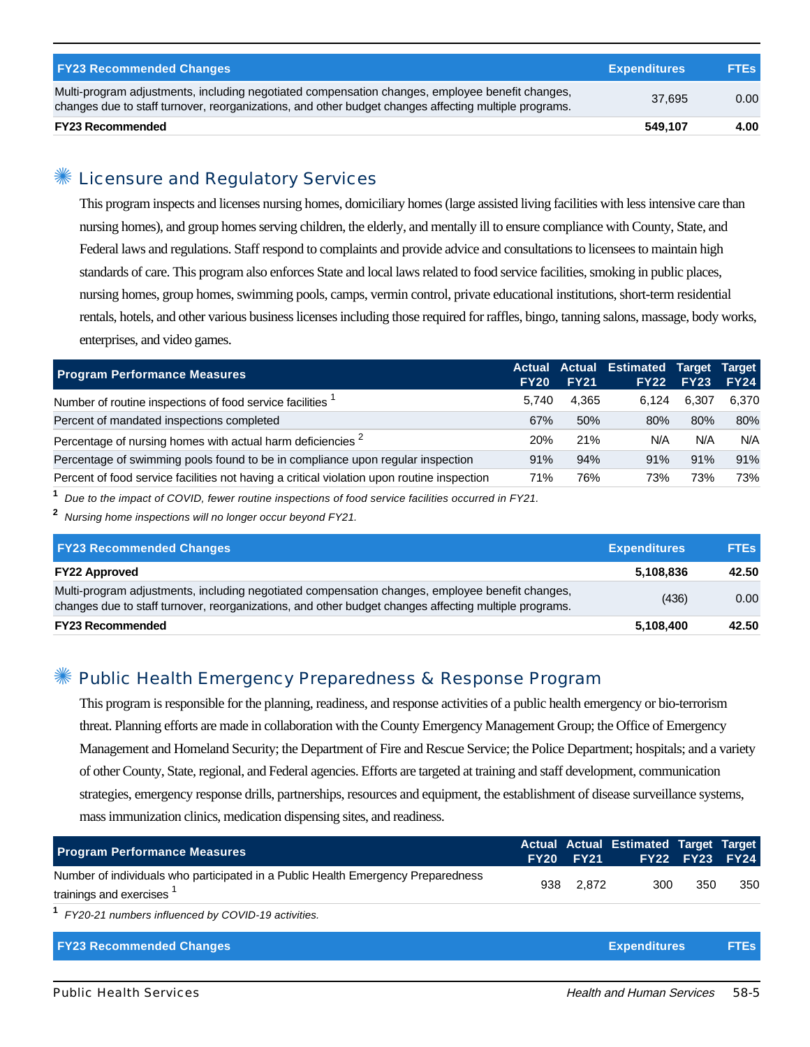| FY23 Recommended Changes | Expenditures | FTEs |
|---|---|---|
| Multi-program adjustments, including negotiated compensation changes, employee benefit changes, changes due to staff turnover, reorganizations, and other budget changes affecting multiple programs. | 37,695 | 0.00 |
| **FY23 Recommended** | **549,107** | **4.00** |

## Licensure and Regulatory Services

This program inspects and licenses nursing homes, domiciliary homes (large assisted living facilities with less intensive care than nursing homes), and group homes serving children, the elderly, and mentally ill to ensure compliance with County, State, and Federal laws and regulations. Staff respond to complaints and provide advice and consultations to licensees to maintain high standards of care. This program also enforces State and local laws related to food service facilities, smoking in public places, nursing homes, group homes, swimming pools, camps, vermin control, private educational institutions, short-term residential rentals, hotels, and other various business licenses including those required for raffles, bingo, tanning salons, massage, body works, enterprises, and video games.

| Program Performance Measures | Actual FY20 | Actual FY21 | Estimated FY22 | Target FY23 | Target FY24 |
|---|---|---|---|---|---|
| Number of routine inspections of food service facilities [1] | 5,740 | 4,365 | 6,124 | 6,307 | 6,370 |
| Percent of mandated inspections completed | 67% | 50% | 80% | 80% | 80% |
| Percentage of nursing homes with actual harm deficiencies [2] | 20% | 21% | N/A | N/A | N/A |
| Percentage of swimming pools found to be in compliance upon regular inspection | 91% | 94% | 91% | 91% | 91% |
| Percent of food service facilities not having a critical violation upon routine inspection | 71% | 76% | 73% | 73% | 73% |

[1] *Due to the impact of COVID, fewer routine inspections of food service facilities occurred in FY21.*

[2] *Nursing home inspections will no longer occur beyond FY21.*

| FY23 Recommended Changes | Expenditures | FTEs |
|---|---|---|
| **FY22 Approved** | **5,108,836** | **42.50** |
| Multi-program adjustments, including negotiated compensation changes, employee benefit changes, changes due to staff turnover, reorganizations, and other budget changes affecting multiple programs. | (436) | 0.00 |
| **FY23 Recommended** | **5,108,400** | **42.50** |

## Public Health Emergency Preparedness & Response Program

This program is responsible for the planning, readiness, and response activities of a public health emergency or bio-terrorism threat. Planning efforts are made in collaboration with the County Emergency Management Group; the Office of Emergency Management and Homeland Security; the Department of Fire and Rescue Service; the Police Department; hospitals; and a variety of other County, State, regional, and Federal agencies. Efforts are targeted at training and staff development, communication strategies, emergency response drills, partnerships, resources and equipment, the establishment of disease surveillance systems, mass immunization clinics, medication dispensing sites, and readiness.

| Program Performance Measures | Actual FY20 | Actual FY21 | Estimated FY22 | Target FY23 | Target FY24 |
|---|---|---|---|---|---|
| Number of individuals who participated in a Public Health Emergency Preparedness trainings and exercises [1] | 938 | 2,872 | 300 | 350 | 350 |

[1] *FY20-21 numbers influenced by COVID-19 activities.*

| FY23 Recommended Changes | Expenditures | FTEs |
|---|---|---|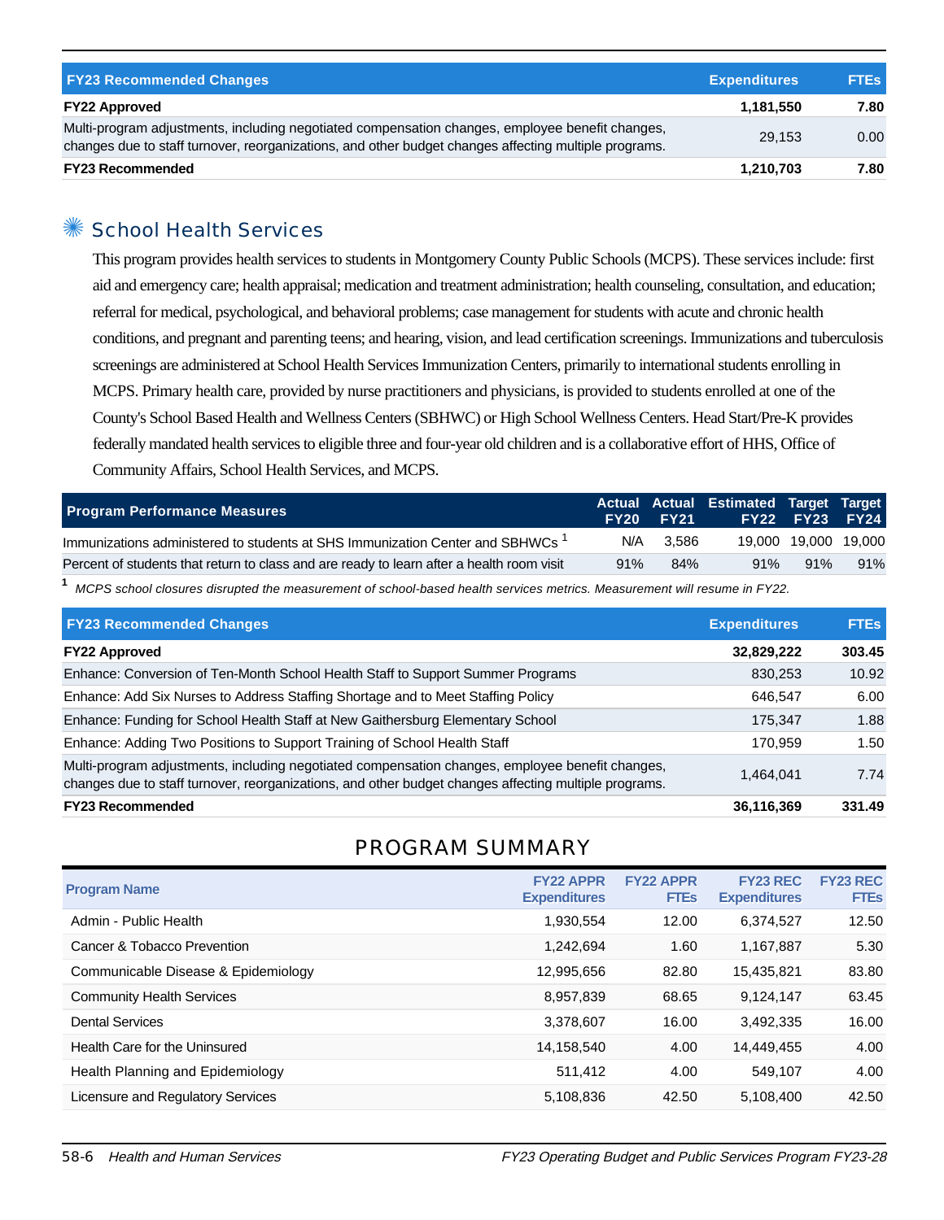| FY23 Recommended Changes | Expenditures | FTEs |
|---|---|---|
| **FY22 Approved** | **1,181,550** | **7.80** |
| Multi-program adjustments, including negotiated compensation changes, employee benefit changes, changes due to staff turnover, reorganizations, and other budget changes affecting multiple programs. | 29,153 | 0.00 |
| **FY23 Recommended** | **1,210,703** | **7.80** |

## School Health Services

This program provides health services to students in Montgomery County Public Schools (MCPS). These services include: first aid and emergency care; health appraisal; medication and treatment administration; health counseling, consultation, and education; referral for medical, psychological, and behavioral problems; case management for students with acute and chronic health conditions, and pregnant and parenting teens; and hearing, vision, and lead certification screenings. Immunizations and tuberculosis screenings are administered at School Health Services Immunization Centers, primarily to international students enrolling in MCPS. Primary health care, provided by nurse practitioners and physicians, is provided to students enrolled at one of the County's School Based Health and Wellness Centers (SBHWC) or High School Wellness Centers. Head Start/Pre-K provides federally mandated health services to eligible three and four-year old children and is a collaborative effort of HHS, Office of Community Affairs, School Health Services, and MCPS.

| Program Performance Measures | Actual FY20 | Actual FY21 | Estimated FY22 | Target FY23 | Target FY24 |
|---|---|---|---|---|---|
| Immunizations administered to students at SHS Immunization Center and SBHWCs [1] | N/A | 3,586 | 19,000 | 19,000 | 19,000 |
| Percent of students that return to class and are ready to learn after a health room visit | 91% | 84% | 91% | 91% | 91% |

[1] *MCPS school closures disrupted the measurement of school-based health services metrics. Measurement will resume in FY22.*

| FY23 Recommended Changes | Expenditures | FTEs |
|---|---|---|
| **FY22 Approved** | **32,829,222** | **303.45** |
| Enhance: Conversion of Ten-Month School Health Staff to Support Summer Programs | 830,253 | 10.92 |
| Enhance: Add Six Nurses to Address Staffing Shortage and to Meet Staffing Policy | 646,547 | 6.00 |
| Enhance: Funding for School Health Staff at New Gaithersburg Elementary School | 175,347 | 1.88 |
| Enhance: Adding Two Positions to Support Training of School Health Staff | 170,959 | 1.50 |
| Multi-program adjustments, including negotiated compensation changes, employee benefit changes, changes due to staff turnover, reorganizations, and other budget changes affecting multiple programs. | 1,464,041 | 7.74 |
| **FY23 Recommended** | **36,116,369** | **331.49** |

# PROGRAM SUMMARY

| Program Name | FY22 APPR Expenditures | FY22 APPR FTEs | FY23 REC Expenditures | FY23 REC FTEs |
|---|---|---|---|---|
| Admin - Public Health | 1,930,554 | 12.00 | 6,374,527 | 12.50 |
| Cancer & Tobacco Prevention | 1,242,694 | 1.60 | 1,167,887 | 5.30 |
| Communicable Disease & Epidemiology | 12,995,656 | 82.80 | 15,435,821 | 83.80 |
| Community Health Services | 8,957,839 | 68.65 | 9,124,147 | 63.45 |
| Dental Services | 3,378,607 | 16.00 | 3,492,335 | 16.00 |
| Health Care for the Uninsured | 14,158,540 | 4.00 | 14,449,455 | 4.00 |
| Health Planning and Epidemiology | 511,412 | 4.00 | 549,107 | 4.00 |
| Licensure and Regulatory Services | 5,108,836 | 42.50 | 5,108,400 | 42.50 |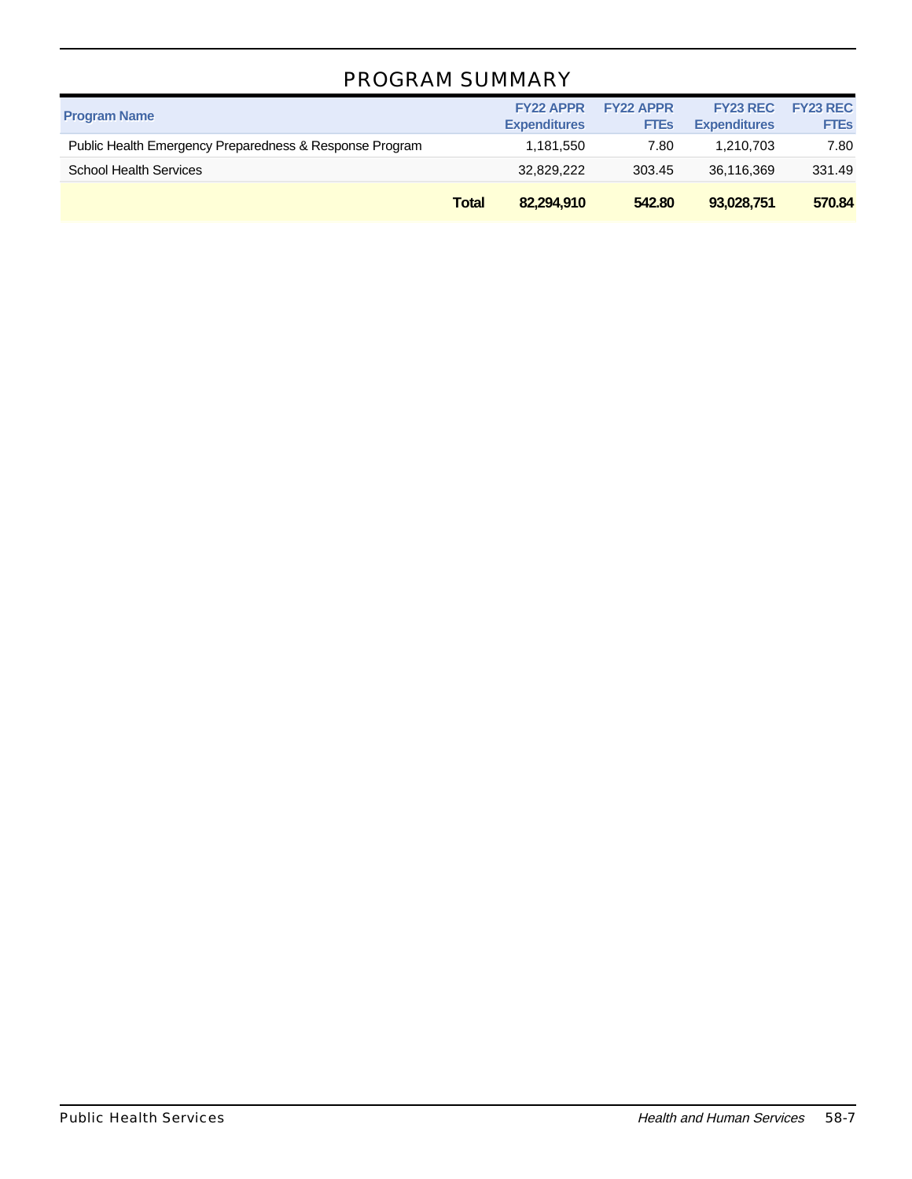# PROGRAM SUMMARY

| Program Name | FY22 APPR Expenditures | FY22 APPR FTEs | FY23 REC Expenditures | FY23 REC FTEs |
|---|---|---|---|---|
| Public Health Emergency Preparedness & Response Program | 1,181,550 | 7.80 | 1,210,703 | 7.80 |
| School Health Services | 32,829,222 | 303.45 | 36,116,369 | 331.49 |
| **Total** | **82,294,910** | **542.80** | **93,028,751** | **570.84** |